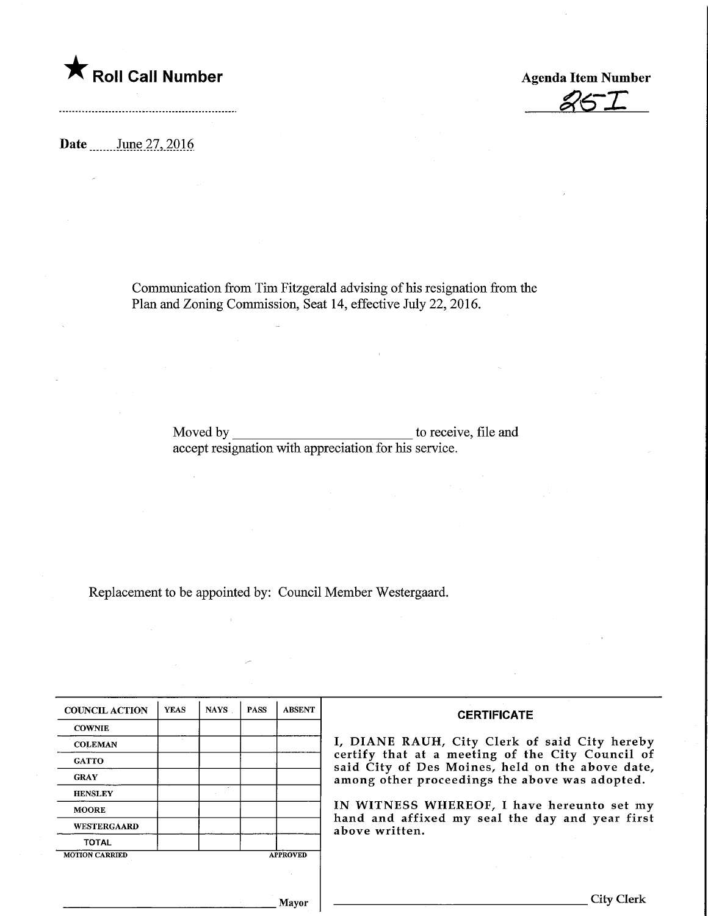★ **Roll Call Number**

..........................................................

**Agenda Item Number**

25-I

**Date** June 27, 2016

Communication from Tim Fitzgerald advising of his resignation from the Plan and Zoning Commission, Seat 14, effective July 22, 2016.

Moved by ______________________ to receive, file and accept resignation with appreciation for his service.

Replacement to be appointed by: Council Member Westergaard.

| COUNCIL ACTION | YEAS | NAYS | PASS | ABSENT |
|---|---|---|---|---|
| COWNIE | | | | |
| COLEMAN | | | | |
| GATTO | | | | |
| GRAY | | | | |
| HENSLEY | | | | |
| MOORE | | | | |
| WESTERGAARD | | | | |
| TOTAL | | | | |
| MOTION CARRIED | | | | APPROVED |

______________________ Mayor

**CERTIFICATE**

I, DIANE RAUH, City Clerk of said City hereby certify that at a meeting of the City Council of said City of Des Moines, held on the above date, among other proceedings the above was adopted.

IN WITNESS WHEREOF, I have hereunto set my hand and affixed my seal the day and year first above written.

______________________ City Clerk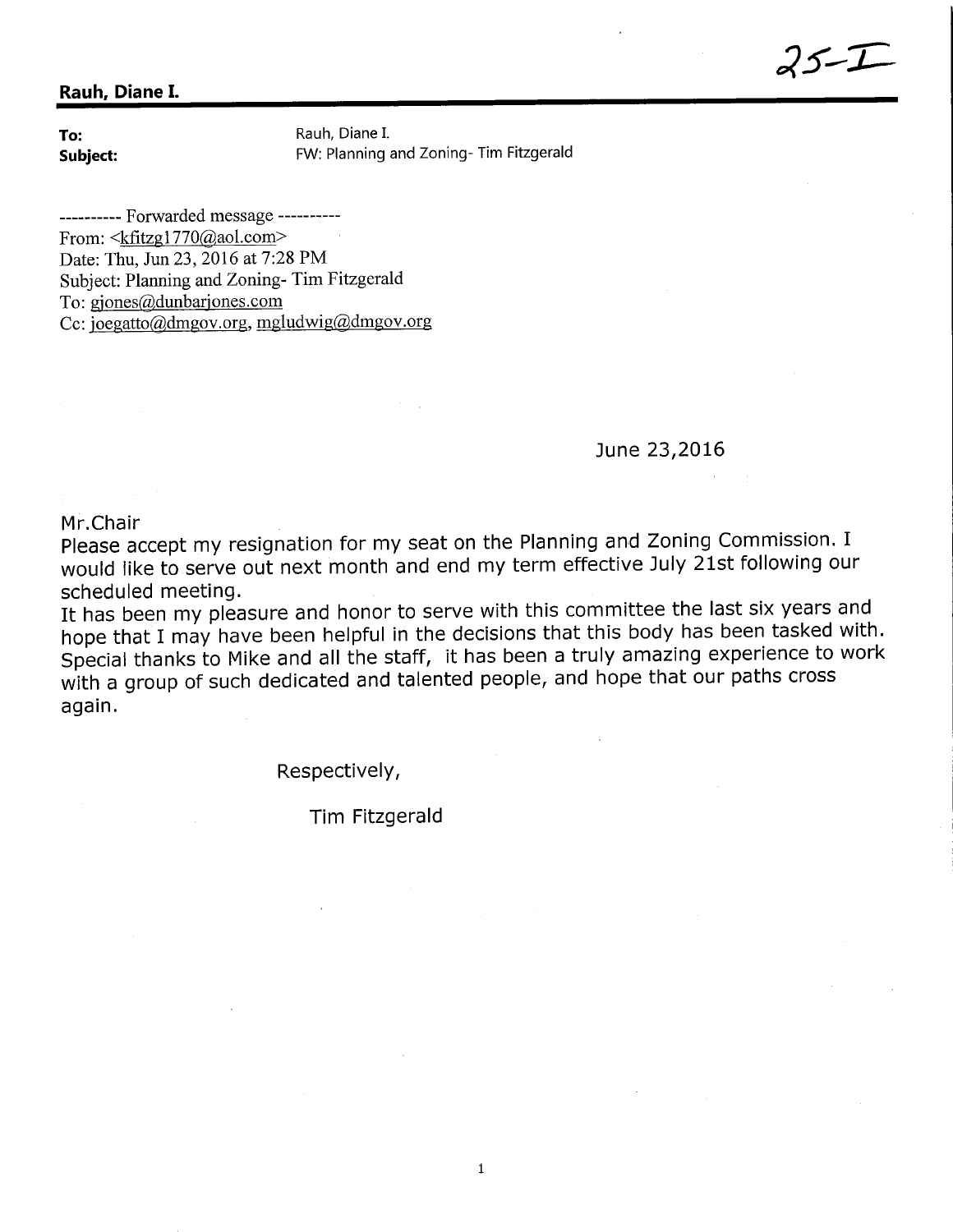25-I

**Rauh, Diane I.**

**To:** Rauh, Diane I.
**Subject:** FW: Planning and Zoning- Tim Fitzgerald

---------- Forwarded message ----------
From: <kfitzg1770@aol.com>
Date: Thu, Jun 23, 2016 at 7:28 PM
Subject: Planning and Zoning- Tim Fitzgerald
To: gjones@dunbarjones.com
Cc: joegatto@dmgov.org, mgludwig@dmgov.org

June 23,2016

Mr.Chair
Please accept my resignation for my seat on the Planning and Zoning Commission. I would like to serve out next month and end my term effective July 21st following our scheduled meeting.
It has been my pleasure and honor to serve with this committee the last six years and hope that I may have been helpful in the decisions that this body has been tasked with. Special thanks to Mike and all the staff, it has been a truly amazing experience to work with a group of such dedicated and talented people, and hope that our paths cross again.

Respectively,

Tim Fitzgerald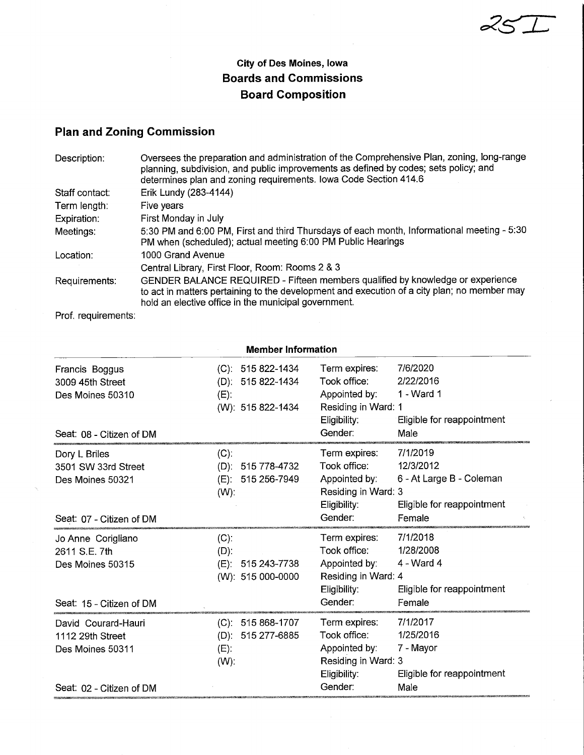25I

**City of Des Moines, Iowa**
**Boards and Commissions**
**Board Composition**

## Plan and Zoning Commission

| | |
|---|---|
| Description: | Oversees the preparation and administration of the Comprehensive Plan, zoning, long-range planning, subdivision, and public improvements as defined by codes; sets policy; and determines plan and zoning requirements. Iowa Code Section 414.6 |
| Staff contact: | Erik Lundy (283-4144) |
| Term length: | Five years |
| Expiration: | First Monday in July |
| Meetings: | 5:30 PM and 6:00 PM, First and third Thursdays of each month, Informational meeting - 5:30 PM when (scheduled); actual meeting 6:00 PM Public Hearings |
| Location: | 1000 Grand Avenue<br>Central Library, First Floor, Room: Rooms 2 & 3 |
| Requirements: | GENDER BALANCE REQUIRED - Fifteen members qualified by knowledge or experience to act in matters pertaining to the development and execution of a city plan; no member may hold an elective office in the municipal government. |
| Prof. requirements: | |

**Member Information**

| Member | Phone | | |
|---|---|---|---|
| Francis Boggus<br>3009 45th Street<br>Des Moines 50310<br><br>Seat: 08 - Citizen of DM | (C): 515 822-1434<br>(D): 515 822-1434<br>(E):<br>(W): 515 822-1434 | Term expires:<br>Took office:<br>Appointed by:<br>Residing in Ward:<br>Eligibility:<br>Gender: | 7/6/2020<br>2/22/2016<br>1 - Ward 1<br>1<br>Eligible for reappointment<br>Male |
| Dory L Briles<br>3501 SW 33rd Street<br>Des Moines 50321<br><br>Seat: 07 - Citizen of DM | (C):<br>(D): 515 778-4732<br>(E): 515 256-7949<br>(W): | Term expires:<br>Took office:<br>Appointed by:<br>Residing in Ward:<br>Eligibility:<br>Gender: | 7/1/2019<br>12/3/2012<br>6 - At Large B - Coleman<br>3<br>Eligible for reappointment<br>Female |
| Jo Anne Corigliano<br>2611 S.E. 7th<br>Des Moines 50315<br><br>Seat: 15 - Citizen of DM | (C):<br>(D):<br>(E): 515 243-7738<br>(W): 515 000-0000 | Term expires:<br>Took office:<br>Appointed by:<br>Residing in Ward:<br>Eligibility:<br>Gender: | 7/1/2018<br>1/28/2008<br>4 - Ward 4<br>4<br>Eligible for reappointment<br>Female |
| David Courard-Hauri<br>1112 29th Street<br>Des Moines 50311<br><br>Seat: 02 - Citizen of DM | (C): 515 868-1707<br>(D): 515 277-6885<br>(E):<br>(W): | Term expires:<br>Took office:<br>Appointed by:<br>Residing in Ward:<br>Eligibility:<br>Gender: | 7/1/2017<br>1/25/2016<br>7 - Mayor<br>3<br>Eligible for reappointment<br>Male |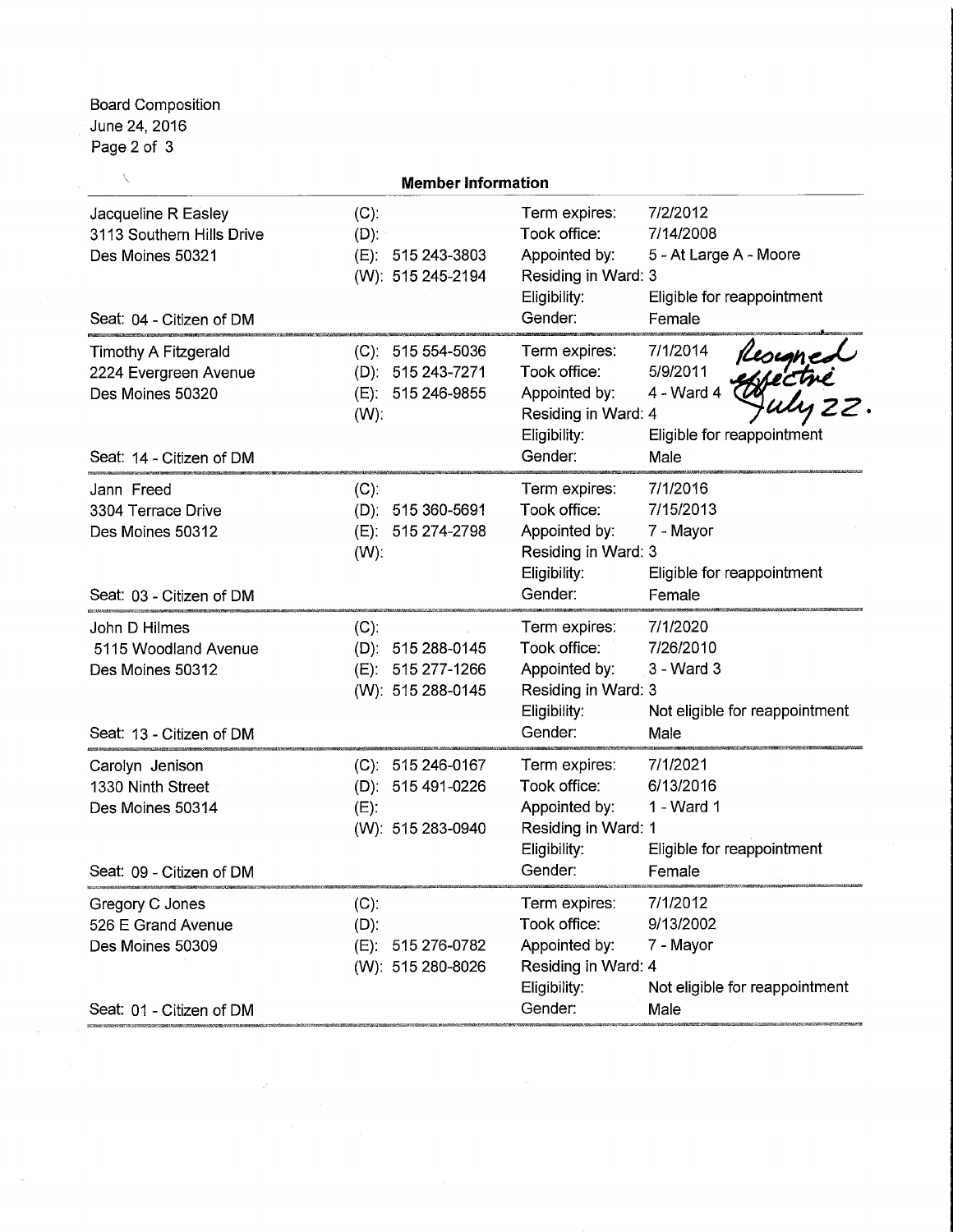Board Composition
June 24, 2016

## Member Information

| Member | Phone | Details | |
|---|---|---|---|
| Jacqueline R Easley<br>3113 Southern Hills Drive<br>Des Moines 50321<br><br>Seat: 04 - Citizen of DM | (C):<br>(D):<br>(E): 515 243-3803<br>(W): 515 245-2194 | Term expires:<br>Took office:<br>Appointed by:<br>Residing in Ward: 3<br>Eligibility:<br>Gender: | 7/2/2012<br>7/14/2008<br>5 - At Large A - Moore<br><br>Eligible for reappointment<br>Female |
| Timothy A Fitzgerald<br>2224 Evergreen Avenue<br>Des Moines 50320<br><br>Seat: 14 - Citizen of DM | (C): 515 554-5036<br>(D): 515 243-7271<br>(E): 515 246-9855<br>(W): | Term expires:<br>Took office:<br>Appointed by:<br>Residing in Ward: 4<br>Eligibility:<br>Gender: | 7/1/2014 *Resigned effective July 22.*<br>5/9/2011<br>4 - Ward 4<br><br>Eligible for reappointment<br>Male |
| Jann Freed<br>3304 Terrace Drive<br>Des Moines 50312<br><br>Seat: 03 - Citizen of DM | (C):<br>(D): 515 360-5691<br>(E): 515 274-2798<br>(W): | Term expires:<br>Took office:<br>Appointed by:<br>Residing in Ward: 3<br>Eligibility:<br>Gender: | 7/1/2016<br>7/15/2013<br>7 - Mayor<br><br>Eligible for reappointment<br>Female |
| John D Hilmes<br>5115 Woodland Avenue<br>Des Moines 50312<br><br>Seat: 13 - Citizen of DM | (C):<br>(D): 515 288-0145<br>(E): 515 277-1266<br>(W): 515 288-0145 | Term expires:<br>Took office:<br>Appointed by:<br>Residing in Ward: 3<br>Eligibility:<br>Gender: | 7/1/2020<br>7/26/2010<br>3 - Ward 3<br><br>Not eligible for reappointment<br>Male |
| Carolyn Jenison<br>1330 Ninth Street<br>Des Moines 50314<br><br>Seat: 09 - Citizen of DM | (C): 515 246-0167<br>(D): 515 491-0226<br>(E):<br>(W): 515 283-0940 | Term expires:<br>Took office:<br>Appointed by:<br>Residing in Ward: 1<br>Eligibility:<br>Gender: | 7/1/2021<br>6/13/2016<br>1 - Ward 1<br><br>Eligible for reappointment<br>Female |
| Gregory C Jones<br>526 E Grand Avenue<br>Des Moines 50309<br><br>Seat: 01 - Citizen of DM | (C):<br>(D):<br>(E): 515 276-0782<br>(W): 515 280-8026 | Term expires:<br>Took office:<br>Appointed by:<br>Residing in Ward: 4<br>Eligibility:<br>Gender: | 7/1/2012<br>9/13/2002<br>7 - Mayor<br><br>Not eligible for reappointment<br>Male |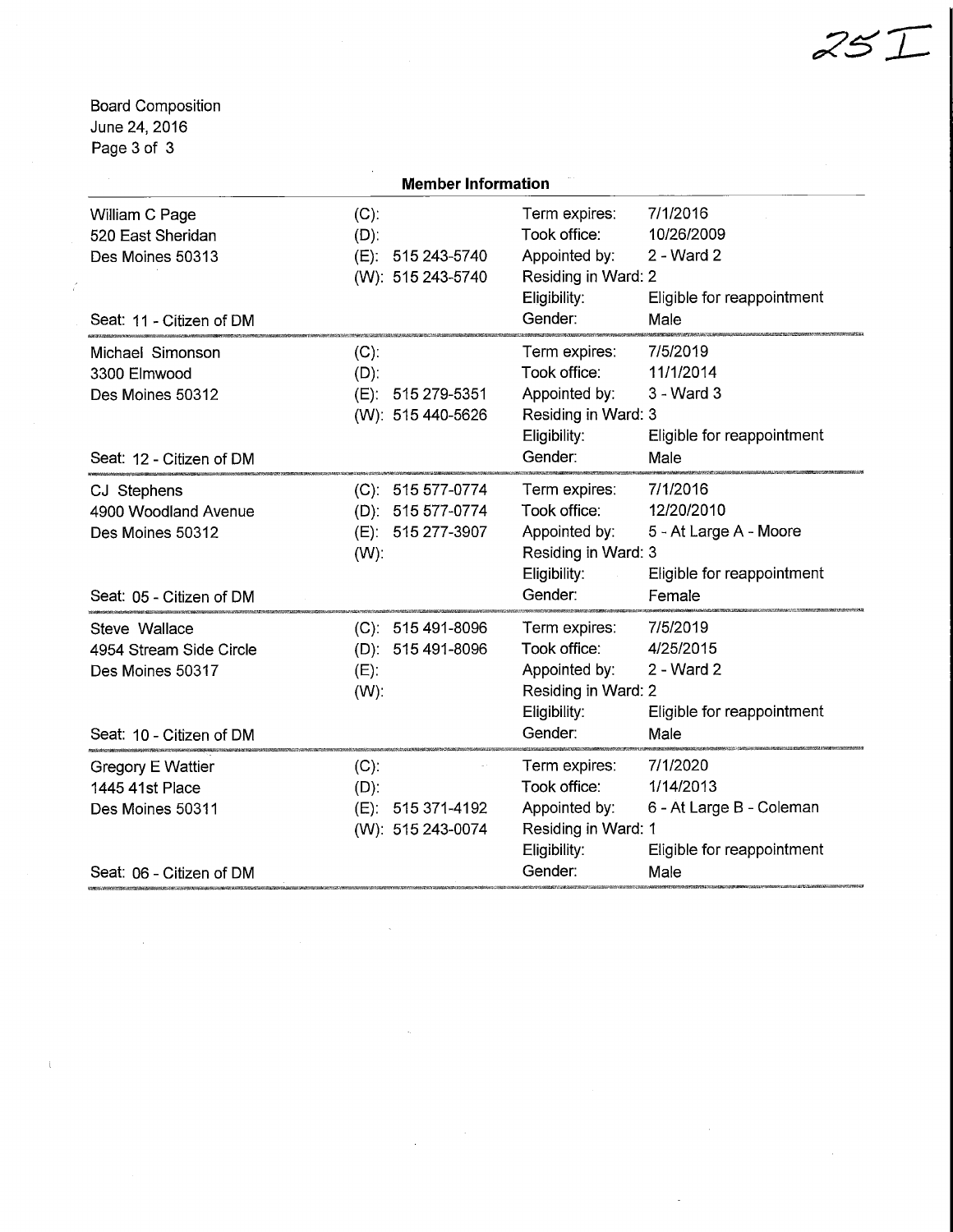25 I

Board Composition
June 24, 2016

**Member Information**

| | | | |
|---|---|---|---|
| William C Page<br>520 East Sheridan<br>Des Moines 50313<br><br>Seat: 11 - Citizen of DM | (C):<br>(D):<br>(E): 515 243-5740<br>(W): 515 243-5740 | Term expires:<br>Took office:<br>Appointed by:<br>Residing in Ward: 2<br>Eligibility:<br>Gender: | 7/1/2016<br>10/26/2009<br>2 - Ward 2<br><br>Eligible for reappointment<br>Male |
| Michael Simonson<br>3300 Elmwood<br>Des Moines 50312<br><br>Seat: 12 - Citizen of DM | (C):<br>(D):<br>(E): 515 279-5351<br>(W): 515 440-5626 | Term expires:<br>Took office:<br>Appointed by:<br>Residing in Ward: 3<br>Eligibility:<br>Gender: | 7/5/2019<br>11/1/2014<br>3 - Ward 3<br><br>Eligible for reappointment<br>Male |
| CJ Stephens<br>4900 Woodland Avenue<br>Des Moines 50312<br><br>Seat: 05 - Citizen of DM | (C): 515 577-0774<br>(D): 515 577-0774<br>(E): 515 277-3907<br>(W): | Term expires:<br>Took office:<br>Appointed by:<br>Residing in Ward: 3<br>Eligibility:<br>Gender: | 7/1/2016<br>12/20/2010<br>5 - At Large A - Moore<br><br>Eligible for reappointment<br>Female |
| Steve Wallace<br>4954 Stream Side Circle<br>Des Moines 50317<br><br>Seat: 10 - Citizen of DM | (C): 515 491-8096<br>(D): 515 491-8096<br>(E):<br>(W): | Term expires:<br>Took office:<br>Appointed by:<br>Residing in Ward: 2<br>Eligibility:<br>Gender: | 7/5/2019<br>4/25/2015<br>2 - Ward 2<br><br>Eligible for reappointment<br>Male |
| Gregory E Wattier<br>1445 41st Place<br>Des Moines 50311<br><br>Seat: 06 - Citizen of DM | (C):<br>(D):<br>(E): 515 371-4192<br>(W): 515 243-0074 | Term expires:<br>Took office:<br>Appointed by:<br>Residing in Ward: 1<br>Eligibility:<br>Gender: | 7/1/2020<br>1/14/2013<br>6 - At Large B - Coleman<br><br>Eligible for reappointment<br>Male |